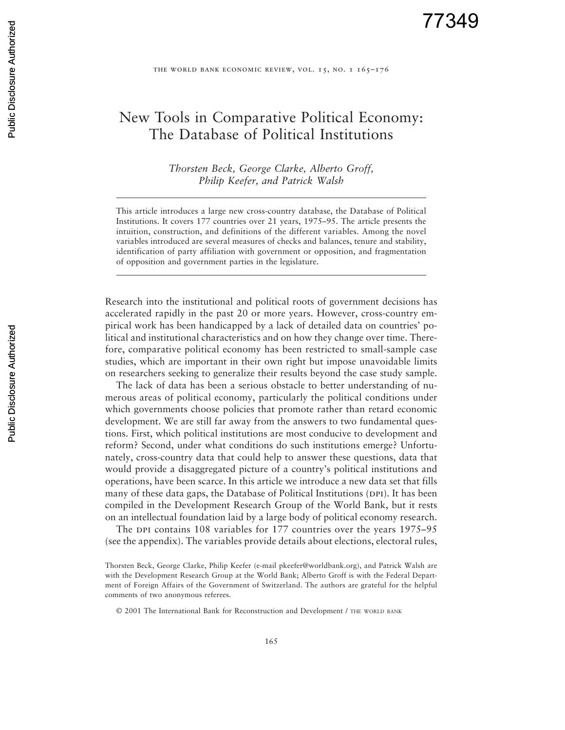# New Tools in Comparative Political Economy: The Database of Political Institutions

*Thorsten Beck, George Clarke, Alberto Groff, Philip Keefer, and Patrick Walsh*

This article introduces a large new cross-country database, the Database of Political Institutions. It covers 177 countries over 21 years, 1975–95. The article presents the intuition, construction, and definitions of the different variables. Among the novel variables introduced are several measures of checks and balances, tenure and stability, identification of party affiliation with government or opposition, and fragmentation of opposition and government parties in the legislature.

Research into the institutional and political roots of government decisions has accelerated rapidly in the past 20 or more years. However, cross-country empirical work has been handicapped by a lack of detailed data on countries' political and institutional characteristics and on how they change over time. Therefore, comparative political economy has been restricted to small-sample case studies, which are important in their own right but impose unavoidable limits on researchers seeking to generalize their results beyond the case study sample.

The lack of data has been a serious obstacle to better understanding of numerous areas of political economy, particularly the political conditions under which governments choose policies that promote rather than retard economic development. We are still far away from the answers to two fundamental questions. First, which political institutions are most conducive to development and reform? Second, under what conditions do such institutions emerge? Unfortunately, cross-country data that could help to answer these questions, data that would provide a disaggregated picture of a country's political institutions and operations, have been scarce. In this article we introduce a new data set that fills many of these data gaps, the Database of Political Institutions (DPI). It has been compiled in the Development Research Group of the World Bank, but it rests on an intellectual foundation laid by a large body of political economy research.

The DPI contains 108 variables for 177 countries over the years 1975–95 (see the appendix). The variables provide details about elections, electoral rules,

Thorsten Beck, George Clarke, Philip Keefer (e-mail pkeefer@worldbank.org), and Patrick Walsh are with the Development Research Group at the World Bank; Alberto Groff is with the Federal Department of Foreign Affairs of the Government of Switzerland. The authors are grateful for the helpful comments of two anonymous referees.

© 2001 The International Bank for Reconstruction and Development / THE WORLD BANK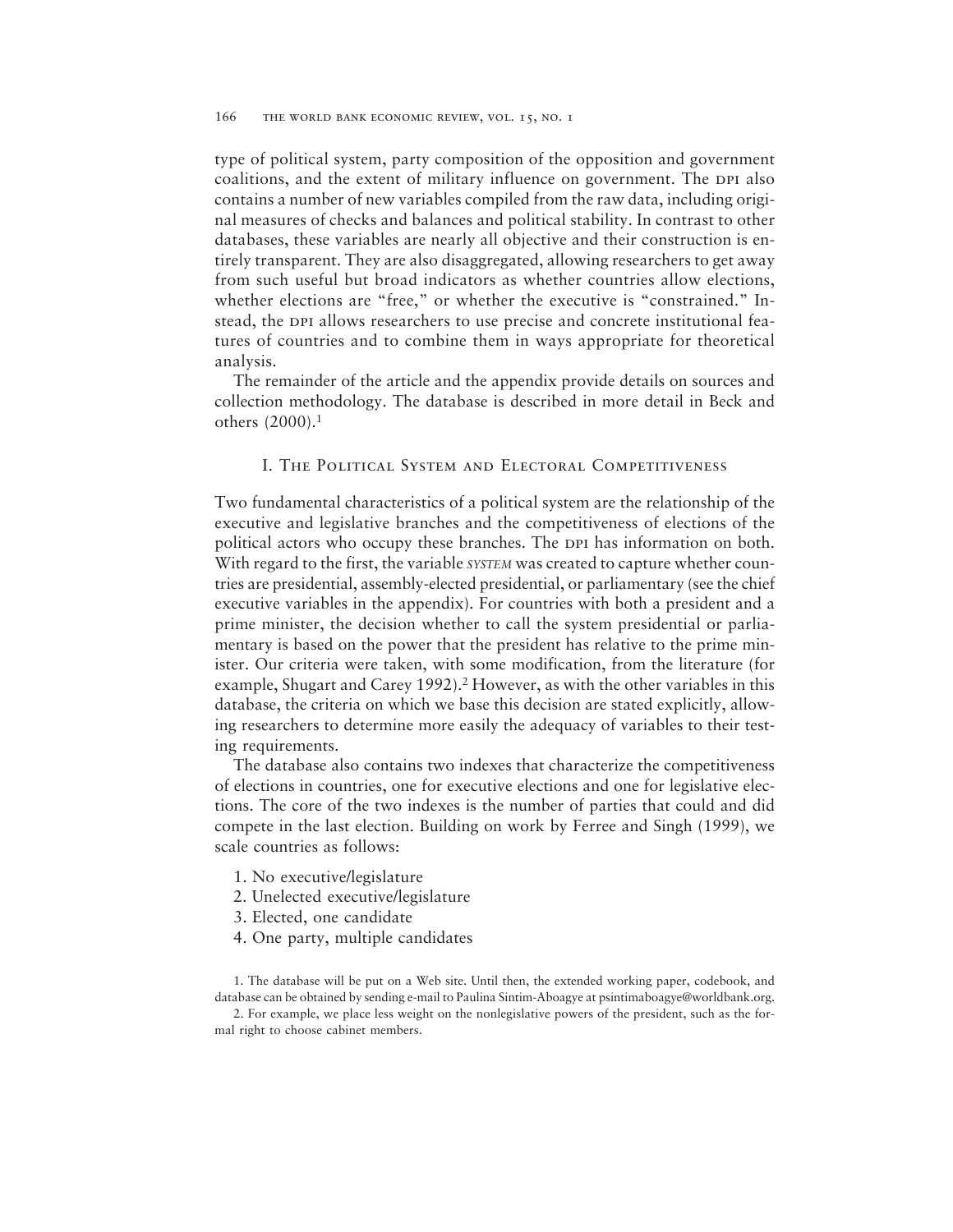type of political system, party composition of the opposition and government coalitions, and the extent of military influence on government. The DPI also contains a number of new variables compiled from the raw data, including original measures of checks and balances and political stability. In contrast to other databases, these variables are nearly all objective and their construction is entirely transparent. They are also disaggregated, allowing researchers to get away from such useful but broad indicators as whether countries allow elections, whether elections are "free," or whether the executive is "constrained." Instead, the DPI allows researchers to use precise and concrete institutional features of countries and to combine them in ways appropriate for theoretical analysis.

The remainder of the article and the appendix provide details on sources and collection methodology. The database is described in more detail in Beck and others (2000).[1]

## I. The Political System and Electoral Competitiveness

Two fundamental characteristics of a political system are the relationship of the executive and legislative branches and the competitiveness of elections of the political actors who occupy these branches. The DPI has information on both. With regard to the first, the variable *SYSTEM* was created to capture whether countries are presidential, assembly-elected presidential, or parliamentary (see the chief executive variables in the appendix). For countries with both a president and a prime minister, the decision whether to call the system presidential or parliamentary is based on the power that the president has relative to the prime minister. Our criteria were taken, with some modification, from the literature (for example, Shugart and Carey 1992).[2] However, as with the other variables in this database, the criteria on which we base this decision are stated explicitly, allowing researchers to determine more easily the adequacy of variables to their testing requirements.

The database also contains two indexes that characterize the competitiveness of elections in countries, one for executive elections and one for legislative elections. The core of the two indexes is the number of parties that could and did compete in the last election. Building on work by Ferree and Singh (1999), we scale countries as follows:

1. No executive/legislature
2. Unelected executive/legislature
3. Elected, one candidate
4. One party, multiple candidates

1. The database will be put on a Web site. Until then, the extended working paper, codebook, and database can be obtained by sending e-mail to Paulina Sintim-Aboagye at psintimaboagye@worldbank.org.

2. For example, we place less weight on the nonlegislative powers of the president, such as the formal right to choose cabinet members.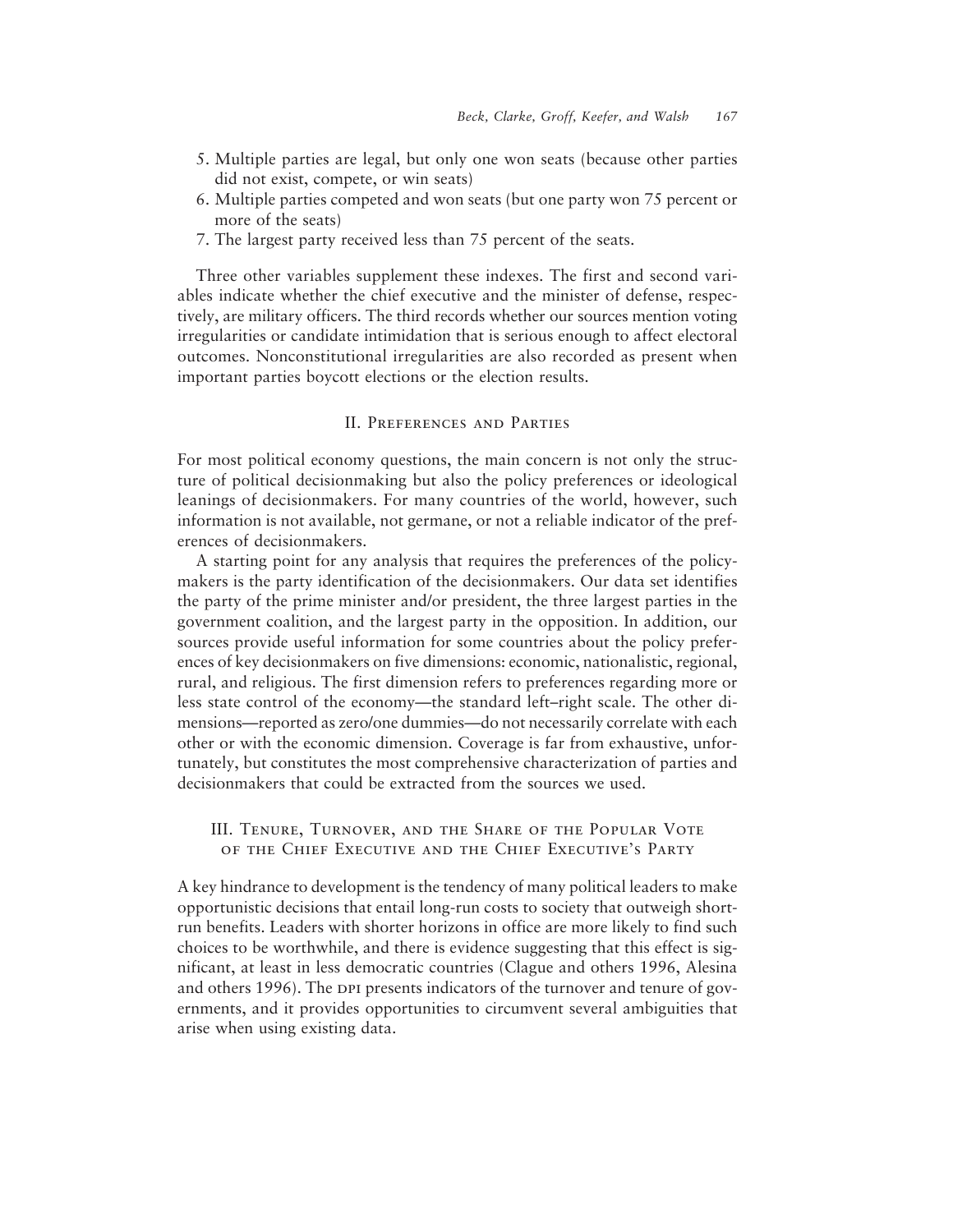5. Multiple parties are legal, but only one won seats (because other parties did not exist, compete, or win seats)
6. Multiple parties competed and won seats (but one party won 75 percent or more of the seats)
7. The largest party received less than 75 percent of the seats.

Three other variables supplement these indexes. The first and second variables indicate whether the chief executive and the minister of defense, respectively, are military officers. The third records whether our sources mention voting irregularities or candidate intimidation that is serious enough to affect electoral outcomes. Nonconstitutional irregularities are also recorded as present when important parties boycott elections or the election results.

## II. Preferences and Parties

For most political economy questions, the main concern is not only the structure of political decisionmaking but also the policy preferences or ideological leanings of decisionmakers. For many countries of the world, however, such information is not available, not germane, or not a reliable indicator of the preferences of decisionmakers.

A starting point for any analysis that requires the preferences of the policymakers is the party identification of the decisionmakers. Our data set identifies the party of the prime minister and/or president, the three largest parties in the government coalition, and the largest party in the opposition. In addition, our sources provide useful information for some countries about the policy preferences of key decisionmakers on five dimensions: economic, nationalistic, regional, rural, and religious. The first dimension refers to preferences regarding more or less state control of the economy—the standard left–right scale. The other dimensions—reported as zero/one dummies—do not necessarily correlate with each other or with the economic dimension. Coverage is far from exhaustive, unfortunately, but constitutes the most comprehensive characterization of parties and decisionmakers that could be extracted from the sources we used.

## III. Tenure, Turnover, and the Share of the Popular Vote of the Chief Executive and the Chief Executive's Party

A key hindrance to development is the tendency of many political leaders to make opportunistic decisions that entail long-run costs to society that outweigh short-run benefits. Leaders with shorter horizons in office are more likely to find such choices to be worthwhile, and there is evidence suggesting that this effect is significant, at least in less democratic countries (Clague and others 1996, Alesina and others 1996). The DPI presents indicators of the turnover and tenure of governments, and it provides opportunities to circumvent several ambiguities that arise when using existing data.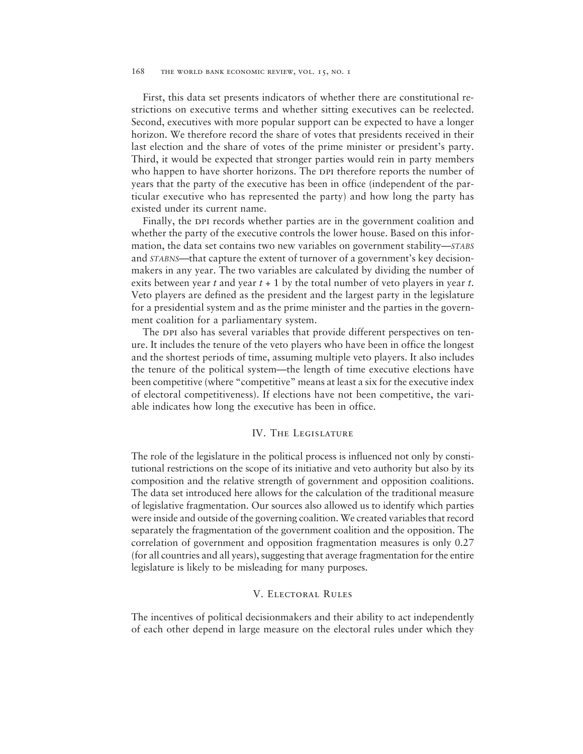First, this data set presents indicators of whether there are constitutional restrictions on executive terms and whether sitting executives can be reelected. Second, executives with more popular support can be expected to have a longer horizon. We therefore record the share of votes that presidents received in their last election and the share of votes of the prime minister or president's party. Third, it would be expected that stronger parties would rein in party members who happen to have shorter horizons. The DPI therefore reports the number of years that the party of the executive has been in office (independent of the particular executive who has represented the party) and how long the party has existed under its current name.

Finally, the DPI records whether parties are in the government coalition and whether the party of the executive controls the lower house. Based on this information, the data set contains two new variables on government stability—*STABS* and *STABNS*—that capture the extent of turnover of a government's key decisionmakers in any year. The two variables are calculated by dividing the number of exits between year $t$ and year $t + 1$ by the total number of veto players in year $t$. Veto players are defined as the president and the largest party in the legislature for a presidential system and as the prime minister and the parties in the government coalition for a parliamentary system.

The DPI also has several variables that provide different perspectives on tenure. It includes the tenure of the veto players who have been in office the longest and the shortest periods of time, assuming multiple veto players. It also includes the tenure of the political system—the length of time executive elections have been competitive (where "competitive" means at least a six for the executive index of electoral competitiveness). If elections have not been competitive, the variable indicates how long the executive has been in office.

## IV. The Legislature

The role of the legislature in the political process is influenced not only by constitutional restrictions on the scope of its initiative and veto authority but also by its composition and the relative strength of government and opposition coalitions. The data set introduced here allows for the calculation of the traditional measure of legislative fragmentation. Our sources also allowed us to identify which parties were inside and outside of the governing coalition. We created variables that record separately the fragmentation of the government coalition and the opposition. The correlation of government and opposition fragmentation measures is only 0.27 (for all countries and all years), suggesting that average fragmentation for the entire legislature is likely to be misleading for many purposes.

## V. Electoral Rules

The incentives of political decisionmakers and their ability to act independently of each other depend in large measure on the electoral rules under which they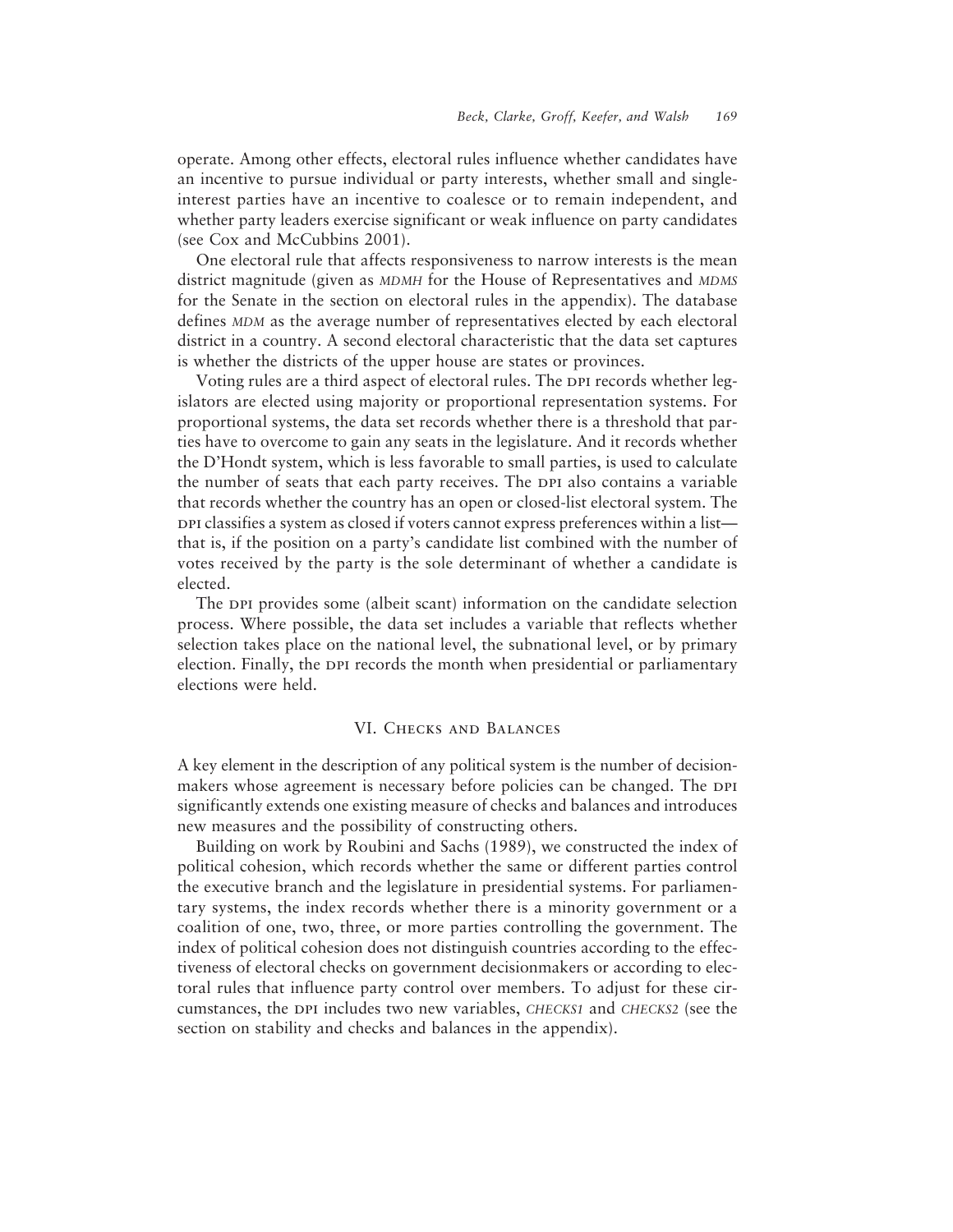operate. Among other effects, electoral rules influence whether candidates have an incentive to pursue individual or party interests, whether small and single-interest parties have an incentive to coalesce or to remain independent, and whether party leaders exercise significant or weak influence on party candidates (see Cox and McCubbins 2001).

One electoral rule that affects responsiveness to narrow interests is the mean district magnitude (given as *MDMH* for the House of Representatives and *MDMS* for the Senate in the section on electoral rules in the appendix). The database defines *MDM* as the average number of representatives elected by each electoral district in a country. A second electoral characteristic that the data set captures is whether the districts of the upper house are states or provinces.

Voting rules are a third aspect of electoral rules. The DPI records whether legislators are elected using majority or proportional representation systems. For proportional systems, the data set records whether there is a threshold that parties have to overcome to gain any seats in the legislature. And it records whether the D'Hondt system, which is less favorable to small parties, is used to calculate the number of seats that each party receives. The DPI also contains a variable that records whether the country has an open or closed-list electoral system. The DPI classifies a system as closed if voters cannot express preferences within a list—that is, if the position on a party's candidate list combined with the number of votes received by the party is the sole determinant of whether a candidate is elected.

The DPI provides some (albeit scant) information on the candidate selection process. Where possible, the data set includes a variable that reflects whether selection takes place on the national level, the subnational level, or by primary election. Finally, the DPI records the month when presidential or parliamentary elections were held.

## VI. Checks and Balances

A key element in the description of any political system is the number of decisionmakers whose agreement is necessary before policies can be changed. The DPI significantly extends one existing measure of checks and balances and introduces new measures and the possibility of constructing others.

Building on work by Roubini and Sachs (1989), we constructed the index of political cohesion, which records whether the same or different parties control the executive branch and the legislature in presidential systems. For parliamentary systems, the index records whether there is a minority government or a coalition of one, two, three, or more parties controlling the government. The index of political cohesion does not distinguish countries according to the effectiveness of electoral checks on government decisionmakers or according to electoral rules that influence party control over members. To adjust for these circumstances, the DPI includes two new variables, *CHECKS1* and *CHECKS2* (see the section on stability and checks and balances in the appendix).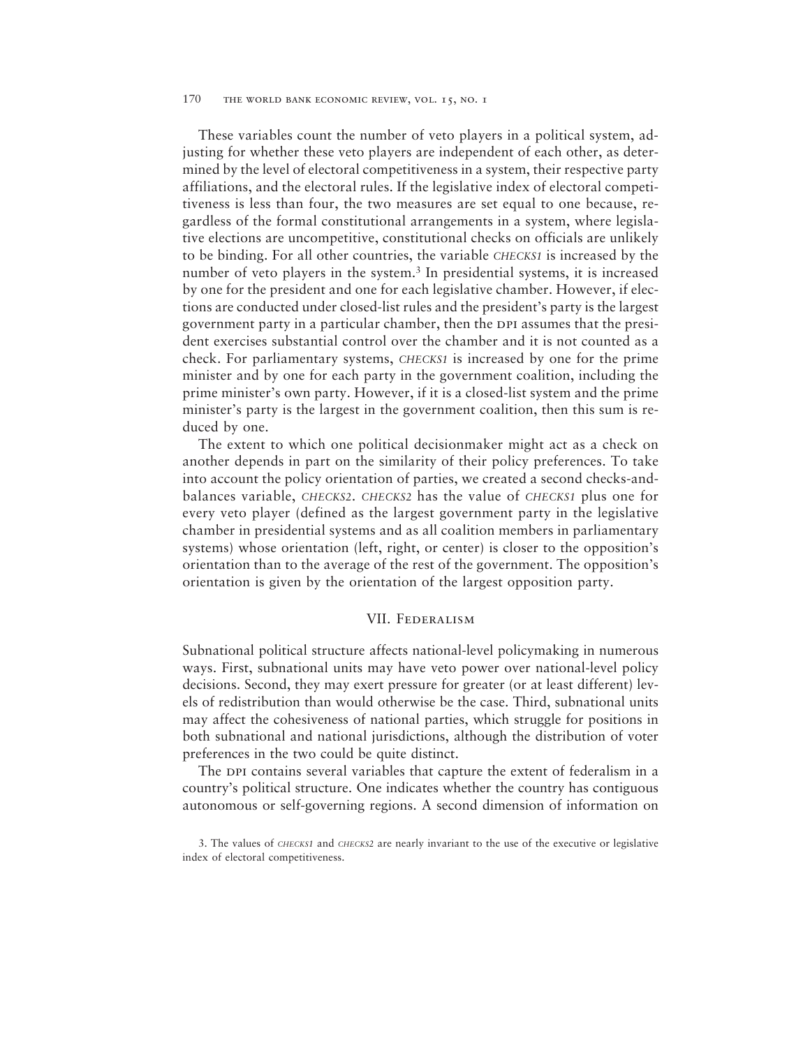These variables count the number of veto players in a political system, adjusting for whether these veto players are independent of each other, as determined by the level of electoral competitiveness in a system, their respective party affiliations, and the electoral rules. If the legislative index of electoral competitiveness is less than four, the two measures are set equal to one because, regardless of the formal constitutional arrangements in a system, where legislative elections are uncompetitive, constitutional checks on officials are unlikely to be binding. For all other countries, the variable *CHECKS1* is increased by the number of veto players in the system.[3] In presidential systems, it is increased by one for the president and one for each legislative chamber. However, if elections are conducted under closed-list rules and the president's party is the largest government party in a particular chamber, then the DPI assumes that the president exercises substantial control over the chamber and it is not counted as a check. For parliamentary systems, *CHECKS1* is increased by one for the prime minister and by one for each party in the government coalition, including the prime minister's own party. However, if it is a closed-list system and the prime minister's party is the largest in the government coalition, then this sum is reduced by one.

The extent to which one political decisionmaker might act as a check on another depends in part on the similarity of their policy preferences. To take into account the policy orientation of parties, we created a second checks-and-balances variable, *CHECKS2*. *CHECKS2* has the value of *CHECKS1* plus one for every veto player (defined as the largest government party in the legislative chamber in presidential systems and as all coalition members in parliamentary systems) whose orientation (left, right, or center) is closer to the opposition's orientation than to the average of the rest of the government. The opposition's orientation is given by the orientation of the largest opposition party.

## VII. Federalism

Subnational political structure affects national-level policymaking in numerous ways. First, subnational units may have veto power over national-level policy decisions. Second, they may exert pressure for greater (or at least different) levels of redistribution than would otherwise be the case. Third, subnational units may affect the cohesiveness of national parties, which struggle for positions in both subnational and national jurisdictions, although the distribution of voter preferences in the two could be quite distinct.

The DPI contains several variables that capture the extent of federalism in a country's political structure. One indicates whether the country has contiguous autonomous or self-governing regions. A second dimension of information on

3. The values of *CHECKS1* and *CHECKS2* are nearly invariant to the use of the executive or legislative index of electoral competitiveness.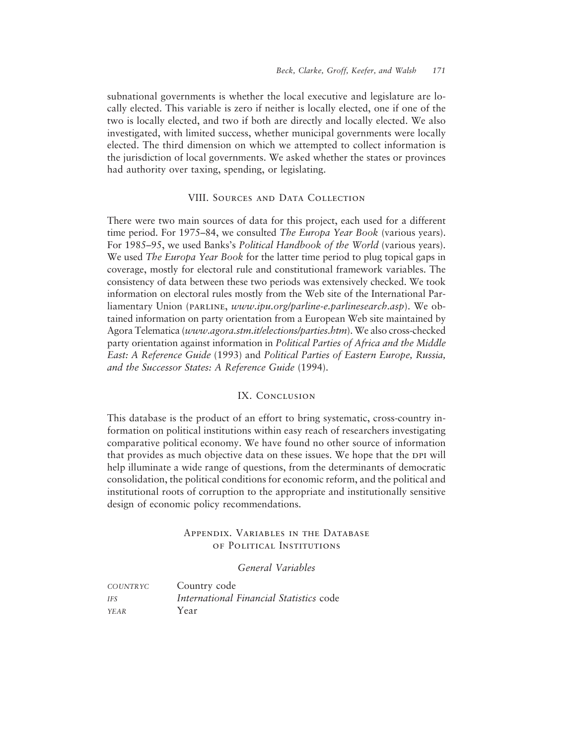subnational governments is whether the local executive and legislature are locally elected. This variable is zero if neither is locally elected, one if one of the two is locally elected, and two if both are directly and locally elected. We also investigated, with limited success, whether municipal governments were locally elected. The third dimension on which we attempted to collect information is the jurisdiction of local governments. We asked whether the states or provinces had authority over taxing, spending, or legislating.

## VIII. Sources and Data Collection

There were two main sources of data for this project, each used for a different time period. For 1975–84, we consulted *The Europa Year Book* (various years). For 1985–95, we used Banks's *Political Handbook of the World* (various years). We used *The Europa Year Book* for the latter time period to plug topical gaps in coverage, mostly for electoral rule and constitutional framework variables. The consistency of data between these two periods was extensively checked. We took information on electoral rules mostly from the Web site of the International Parliamentary Union (PARLINE, *www.ipu.org/parline-e.parlinesearch.asp*). We obtained information on party orientation from a European Web site maintained by Agora Telematica (*www.agora.stm.it/elections/parties.htm*). We also cross-checked party orientation against information in *Political Parties of Africa and the Middle East: A Reference Guide* (1993) and *Political Parties of Eastern Europe, Russia, and the Successor States: A Reference Guide* (1994).

## IX. Conclusion

This database is the product of an effort to bring systematic, cross-country information on political institutions within easy reach of researchers investigating comparative political economy. We have found no other source of information that provides as much objective data on these issues. We hope that the DPI will help illuminate a wide range of questions, from the determinants of democratic consolidation, the political conditions for economic reform, and the political and institutional roots of corruption to the appropriate and institutionally sensitive design of economic policy recommendations.

## Appendix. Variables in the Database of Political Institutions

### *General Variables*

| | |
|---|---|
| *COUNTRYC* | Country code |
| *IFS* | *International Financial Statistics* code |
| *YEAR* | Year |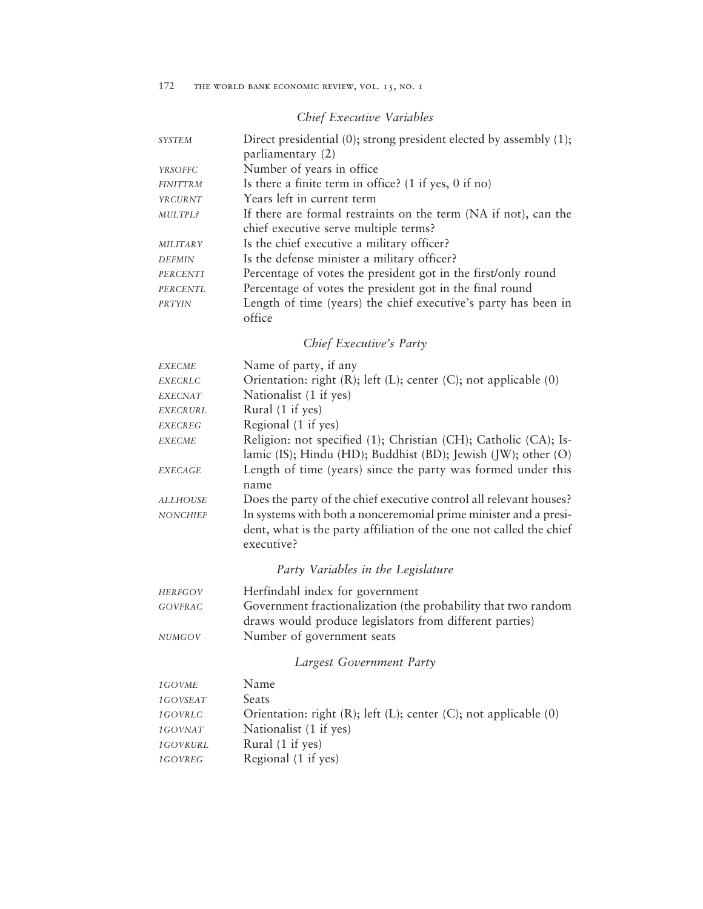### *Chief Executive Variables*

| | |
|---|---|
| *SYSTEM* | Direct presidential (0); strong president elected by assembly (1); parliamentary (2) |
| *YRSOFFC* | Number of years in office |
| *FINITTRM* | Is there a finite term in office? (1 if yes, 0 if no) |
| *YRCURNT* | Years left in current term |
| *MULTPL?* | If there are formal restraints on the term (NA if not), can the chief executive serve multiple terms? |
| *MILITARY* | Is the chief executive a military officer? |
| *DEFMIN* | Is the defense minister a military officer? |
| *PERCENT1* | Percentage of votes the president got in the first/only round |
| *PERCENTL* | Percentage of votes the president got in the final round |
| *PRTYIN* | Length of time (years) the chief executive's party has been in office |

### *Chief Executive's Party*

| | |
|---|---|
| *EXECME* | Name of party, if any |
| *EXECRLC* | Orientation: right (R); left (L); center (C); not applicable (0) |
| *EXECNAT* | Nationalist (1 if yes) |
| *EXECRURL* | Rural (1 if yes) |
| *EXECREG* | Regional (1 if yes) |
| *EXECME* | Religion: not specified (1); Christian (CH); Catholic (CA); Islamic (IS); Hindu (HD); Buddhist (BD); Jewish (JW); other (O) |
| *EXECAGE* | Length of time (years) since the party was formed under this name |
| *ALLHOUSE* | Does the party of the chief executive control all relevant houses? |
| *NONCHIEF* | In systems with both a nonceremonial prime minister and a president, what is the party affiliation of the one not called the chief executive? |

### *Party Variables in the Legislature*

| | |
|---|---|
| *HERFGOV* | Herfindahl index for government |
| *GOVFRAC* | Government fractionalization (the probability that two random draws would produce legislators from different parties) |
| *NUMGOV* | Number of government seats |

### *Largest Government Party*

| | |
|---|---|
| *1GOVME* | Name |
| *1GOVSEAT* | Seats |
| *1GOVRLC* | Orientation: right (R); left (L); center (C); not applicable (0) |
| *1GOVNAT* | Nationalist (1 if yes) |
| *1GOVRURL* | Rural (1 if yes) |
| *1GOVREG* | Regional (1 if yes) |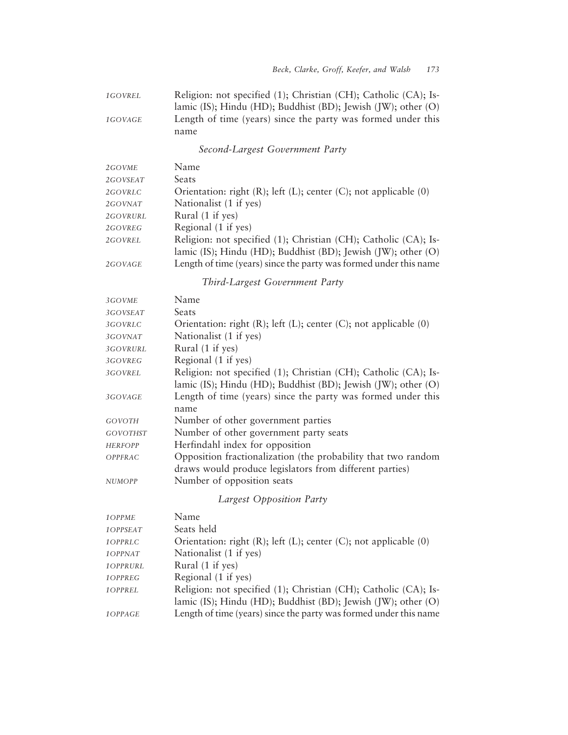| | |
|---|---|
| *1GOVREL* | Religion: not specified (1); Christian (CH); Catholic (CA); Islamic (IS); Hindu (HD); Buddhist (BD); Jewish (JW); other (O) |
| *1GOVAGE* | Length of time (years) since the party was formed under this name |

### *Second-Largest Government Party*

| | |
|---|---|
| *2GOVME* | Name |
| *2GOVSEAT* | Seats |
| *2GOVRLC* | Orientation: right (R); left (L); center (C); not applicable (0) |
| *2GOVNAT* | Nationalist (1 if yes) |
| *2GOVRURL* | Rural (1 if yes) |
| *2GOVREG* | Regional (1 if yes) |
| *2GOVREL* | Religion: not specified (1); Christian (CH); Catholic (CA); Islamic (IS); Hindu (HD); Buddhist (BD); Jewish (JW); other (O) |
| *2GOVAGE* | Length of time (years) since the party was formed under this name |

### *Third-Largest Government Party*

| | |
|---|---|
| *3GOVME* | Name |
| *3GOVSEAT* | Seats |
| *3GOVRLC* | Orientation: right (R); left (L); center (C); not applicable (0) |
| *3GOVNAT* | Nationalist (1 if yes) |
| *3GOVRURL* | Rural (1 if yes) |
| *3GOVREG* | Regional (1 if yes) |
| *3GOVREL* | Religion: not specified (1); Christian (CH); Catholic (CA); Islamic (IS); Hindu (HD); Buddhist (BD); Jewish (JW); other (O) |
| *3GOVAGE* | Length of time (years) since the party was formed under this name |
| *GOVOTH* | Number of other government parties |
| *GOVOTHST* | Number of other government party seats |
| *HERFOPP* | Herfindahl index for opposition |
| *OPPFRAC* | Opposition fractionalization (the probability that two random draws would produce legislators from different parties) |
| *NUMOPP* | Number of opposition seats |

### *Largest Opposition Party*

| | |
|---|---|
| *1OPPME* | Name |
| *1OPPSEAT* | Seats held |
| *1OPPRLC* | Orientation: right (R); left (L); center (C); not applicable (0) |
| *1OPPNAT* | Nationalist (1 if yes) |
| *1OPPRURL* | Rural (1 if yes) |
| *1OPPREG* | Regional (1 if yes) |
| *1OPPREL* | Religion: not specified (1); Christian (CH); Catholic (CA); Islamic (IS); Hindu (HD); Buddhist (BD); Jewish (JW); other (O) |
| *1OPPAGE* | Length of time (years) since the party was formed under this name |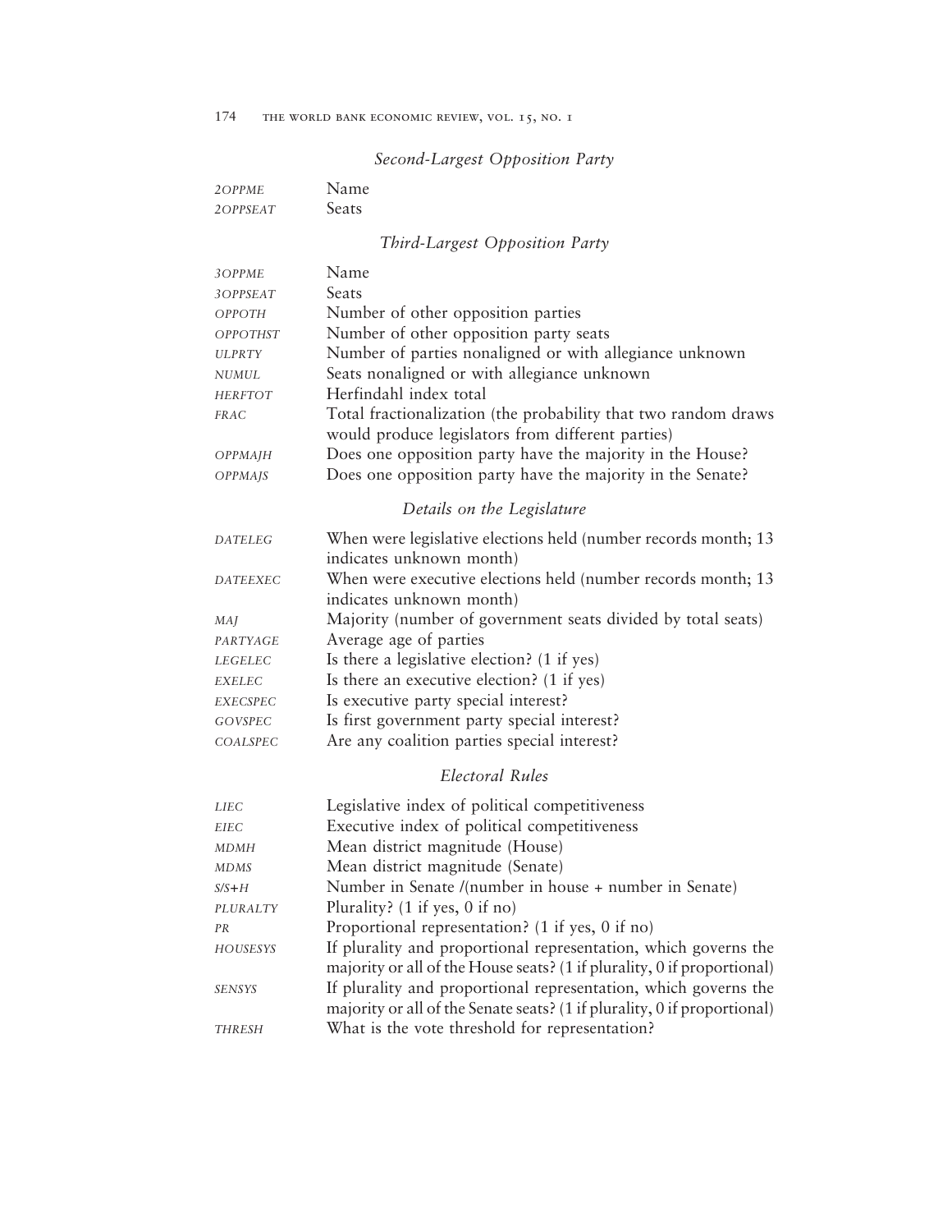### *Second-Largest Opposition Party*

| | |
|---|---|
| *2OPPME* | Name |
| *2OPPSEAT* | Seats |

### *Third-Largest Opposition Party*

| | |
|---|---|
| *3OPPME* | Name |
| *3OPPSEAT* | Seats |
| *OPPOTH* | Number of other opposition parties |
| *OPPOTHST* | Number of other opposition party seats |
| *ULPRTY* | Number of parties nonaligned or with allegiance unknown |
| *NUMUL* | Seats nonaligned or with allegiance unknown |
| *HERFTOT* | Herfindahl index total |
| *FRAC* | Total fractionalization (the probability that two random draws would produce legislators from different parties) |
| *OPPMAJH* | Does one opposition party have the majority in the House? |
| *OPPMAJS* | Does one opposition party have the majority in the Senate? |

### *Details on the Legislature*

| | |
|---|---|
| *DATELEG* | When were legislative elections held (number records month; 13 indicates unknown month) |
| *DATEEXEC* | When were executive elections held (number records month; 13 indicates unknown month) |
| *MAJ* | Majority (number of government seats divided by total seats) |
| *PARTYAGE* | Average age of parties |
| *LEGELEC* | Is there a legislative election? (1 if yes) |
| *EXELEC* | Is there an executive election? (1 if yes) |
| *EXECSPEC* | Is executive party special interest? |
| *GOVSPEC* | Is first government party special interest? |
| *COALSPEC* | Are any coalition parties special interest? |

### *Electoral Rules*

| | |
|---|---|
| *LIEC* | Legislative index of political competitiveness |
| *EIEC* | Executive index of political competitiveness |
| *MDMH* | Mean district magnitude (House) |
| *MDMS* | Mean district magnitude (Senate) |
| *S/S+H* | Number in Senate /(number in house + number in Senate) |
| *PLURALTY* | Plurality? (1 if yes, 0 if no) |
| *PR* | Proportional representation? (1 if yes, 0 if no) |
| *HOUSESYS* | If plurality and proportional representation, which governs the majority or all of the House seats? (1 if plurality, 0 if proportional) |
| *SENSYS* | If plurality and proportional representation, which governs the majority or all of the Senate seats? (1 if plurality, 0 if proportional) |
| *THRESH* | What is the vote threshold for representation? |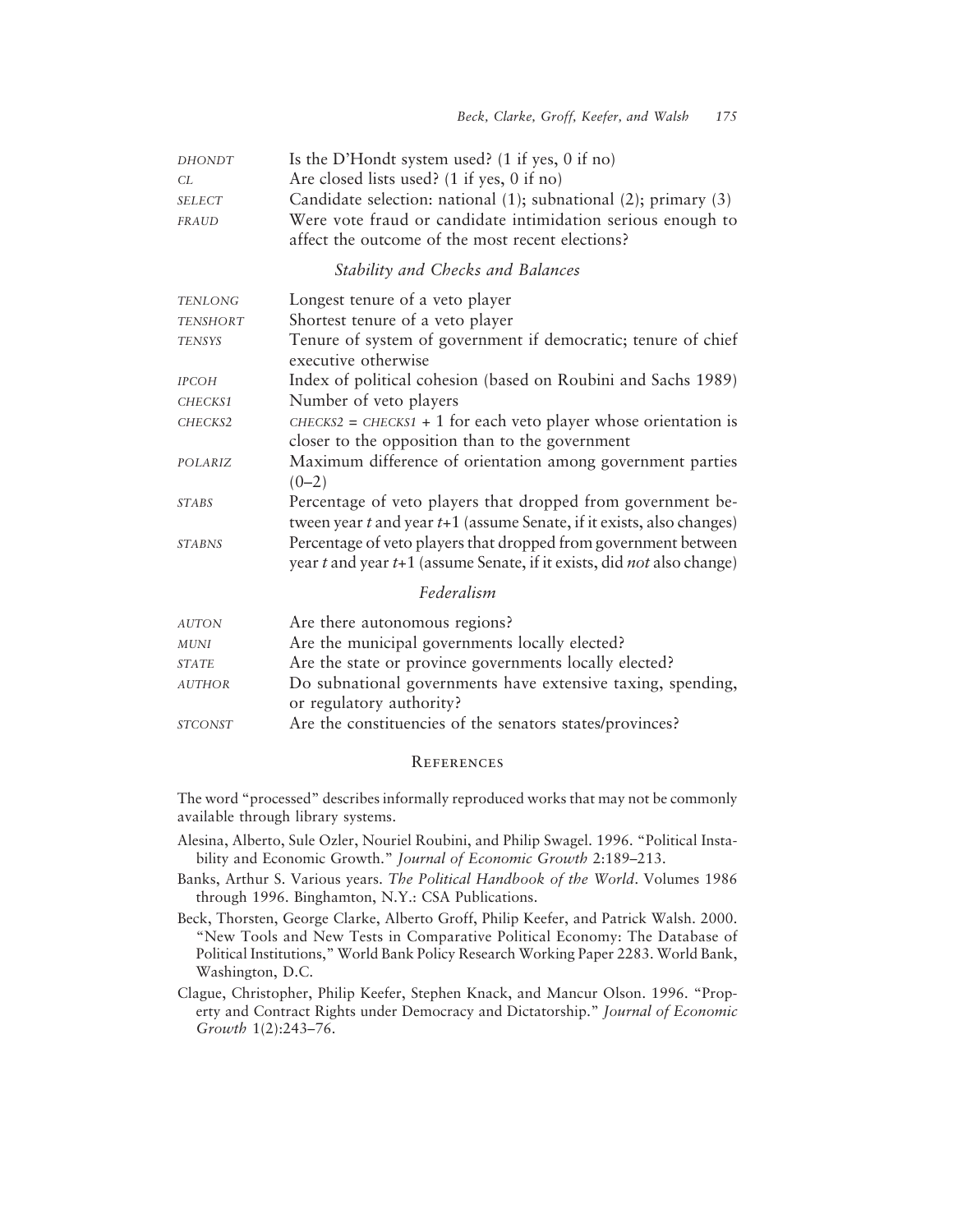| | |
|---|---|
| *DHONDT* | Is the D'Hondt system used? (1 if yes, 0 if no) |
| *CL* | Are closed lists used? (1 if yes, 0 if no) |
| *SELECT* | Candidate selection: national (1); subnational (2); primary (3) |
| *FRAUD* | Were vote fraud or candidate intimidation serious enough to affect the outcome of the most recent elections? |
| | *Stability and Checks and Balances* |
| *TENLONG* | Longest tenure of a veto player |
| *TENSHORT* | Shortest tenure of a veto player |
| *TENSYS* | Tenure of system of government if democratic; tenure of chief executive otherwise |
| *IPCOH* | Index of political cohesion (based on Roubini and Sachs 1989) |
| *CHECKS1* | Number of veto players |
| *CHECKS2* | *CHECKS2* = *CHECKS1* + 1 for each veto player whose orientation is closer to the opposition than to the government |
| *POLARIZ* | Maximum difference of orientation among government parties (0–2) |
| *STABS* | Percentage of veto players that dropped from government between year *t* and year *t*+1 (assume Senate, if it exists, also changes) |
| *STABNS* | Percentage of veto players that dropped from government between year *t* and year *t*+1 (assume Senate, if it exists, did *not* also change) |
| | *Federalism* |
| *AUTON* | Are there autonomous regions? |
| *MUNI* | Are the municipal governments locally elected? |
| *STATE* | Are the state or province governments locally elected? |
| *AUTHOR* | Do subnational governments have extensive taxing, spending, or regulatory authority? |
| *STCONST* | Are the constituencies of the senators states/provinces? |

## References

The word "processed" describes informally reproduced works that may not be commonly available through library systems.

Alesina, Alberto, Sule Ozler, Nouriel Roubini, and Philip Swagel. 1996. "Political Instability and Economic Growth." *Journal of Economic Growth* 2:189–213.

Banks, Arthur S. Various years. *The Political Handbook of the World*. Volumes 1986 through 1996. Binghamton, N.Y.: CSA Publications.

Beck, Thorsten, George Clarke, Alberto Groff, Philip Keefer, and Patrick Walsh. 2000. "New Tools and New Tests in Comparative Political Economy: The Database of Political Institutions," World Bank Policy Research Working Paper 2283. World Bank, Washington, D.C.

Clague, Christopher, Philip Keefer, Stephen Knack, and Mancur Olson. 1996. "Property and Contract Rights under Democracy and Dictatorship." *Journal of Economic Growth* 1(2):243–76.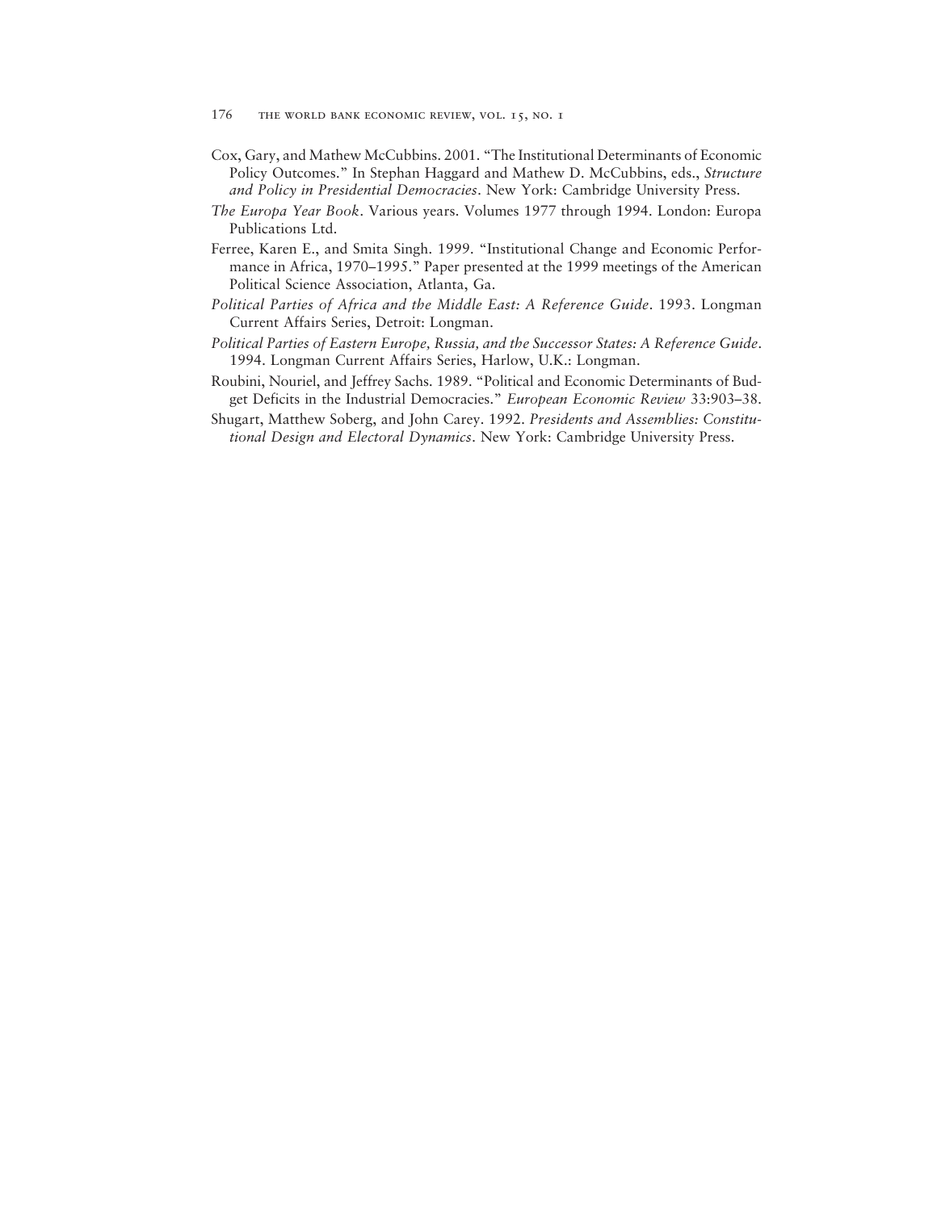Cox, Gary, and Mathew McCubbins. 2001. "The Institutional Determinants of Economic Policy Outcomes." In Stephan Haggard and Mathew D. McCubbins, eds., *Structure and Policy in Presidential Democracies*. New York: Cambridge University Press.

*The Europa Year Book*. Various years. Volumes 1977 through 1994. London: Europa Publications Ltd.

Ferree, Karen E., and Smita Singh. 1999. "Institutional Change and Economic Performance in Africa, 1970–1995." Paper presented at the 1999 meetings of the American Political Science Association, Atlanta, Ga.

*Political Parties of Africa and the Middle East: A Reference Guide*. 1993. Longman Current Affairs Series, Detroit: Longman.

*Political Parties of Eastern Europe, Russia, and the Successor States: A Reference Guide*. 1994. Longman Current Affairs Series, Harlow, U.K.: Longman.

Roubini, Nouriel, and Jeffrey Sachs. 1989. "Political and Economic Determinants of Budget Deficits in the Industrial Democracies." *European Economic Review* 33:903–38.

Shugart, Matthew Soberg, and John Carey. 1992. *Presidents and Assemblies: Constitutional Design and Electoral Dynamics*. New York: Cambridge University Press.